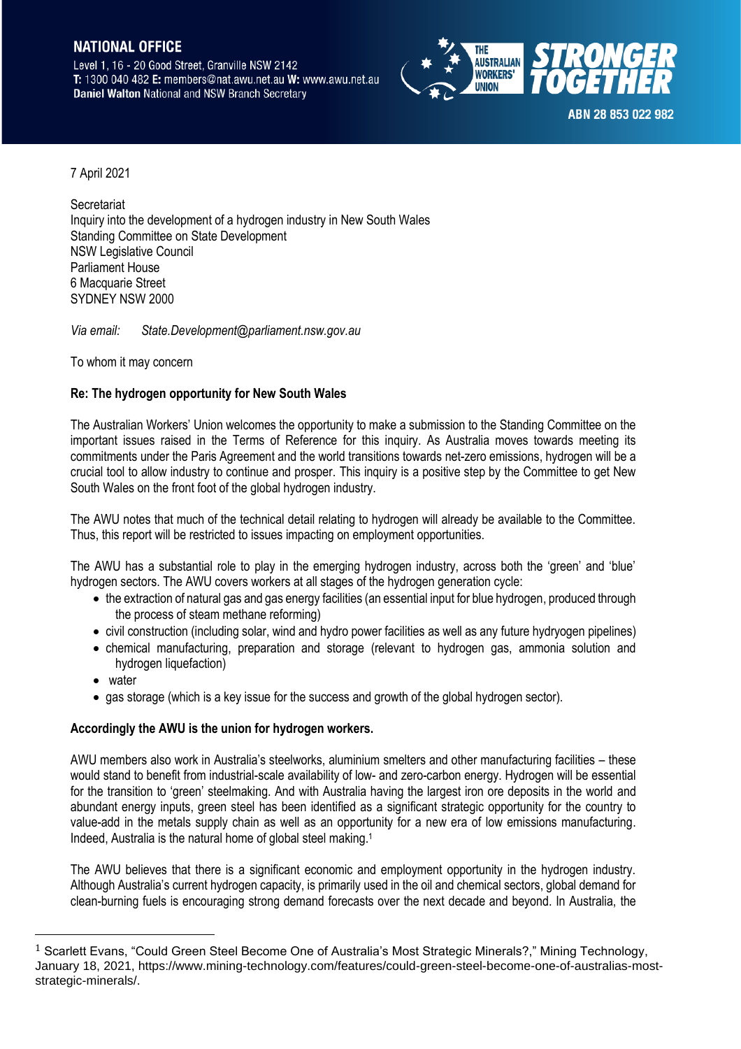**NATIONAL OFFICE**
Level 1, 16 - 20 Good Street, Granville NSW 2142
**T:** 1300 040 482 **E:** members@nat.awu.net.au **W:** www.awu.net.au
**Daniel Walton** National and NSW Branch Secretary

THE AUSTRALIAN WORKERS' UNION
**STRONGER TOGETHER**
ABN 28 853 022 982

7 April 2021

Secretariat
Inquiry into the development of a hydrogen industry in New South Wales
Standing Committee on State Development
NSW Legislative Council
Parliament House
6 Macquarie Street
SYDNEY NSW 2000

*Via email: State.Development@parliament.nsw.gov.au*

To whom it may concern

**Re: The hydrogen opportunity for New South Wales**

The Australian Workers' Union welcomes the opportunity to make a submission to the Standing Committee on the important issues raised in the Terms of Reference for this inquiry. As Australia moves towards meeting its commitments under the Paris Agreement and the world transitions towards net-zero emissions, hydrogen will be a crucial tool to allow industry to continue and prosper. This inquiry is a positive step by the Committee to get New South Wales on the front foot of the global hydrogen industry.

The AWU notes that much of the technical detail relating to hydrogen will already be available to the Committee. Thus, this report will be restricted to issues impacting on employment opportunities.

The AWU has a substantial role to play in the emerging hydrogen industry, across both the 'green' and 'blue' hydrogen sectors. The AWU covers workers at all stages of the hydrogen generation cycle:

- the extraction of natural gas and gas energy facilities (an essential input for blue hydrogen, produced through the process of steam methane reforming)
- civil construction (including solar, wind and hydro power facilities as well as any future hydryogen pipelines)
- chemical manufacturing, preparation and storage (relevant to hydrogen gas, ammonia solution and hydrogen liquefaction)
- water
- gas storage (which is a key issue for the success and growth of the global hydrogen sector).

**Accordingly the AWU is the union for hydrogen workers.**

AWU members also work in Australia's steelworks, aluminium smelters and other manufacturing facilities – these would stand to benefit from industrial-scale availability of low- and zero-carbon energy. Hydrogen will be essential for the transition to 'green' steelmaking. And with Australia having the largest iron ore deposits in the world and abundant energy inputs, green steel has been identified as a significant strategic opportunity for the country to value-add in the metals supply chain as well as an opportunity for a new era of low emissions manufacturing. Indeed, Australia is the natural home of global steel making.[1]

The AWU believes that there is a significant economic and employment opportunity in the hydrogen industry. Although Australia's current hydrogen capacity, is primarily used in the oil and chemical sectors, global demand for clean-burning fuels is encouraging strong demand forecasts over the next decade and beyond. In Australia, the

---

[1] Scarlett Evans, "Could Green Steel Become One of Australia's Most Strategic Minerals?," Mining Technology, January 18, 2021, https://www.mining-technology.com/features/could-green-steel-become-one-of-australias-most-strategic-minerals/.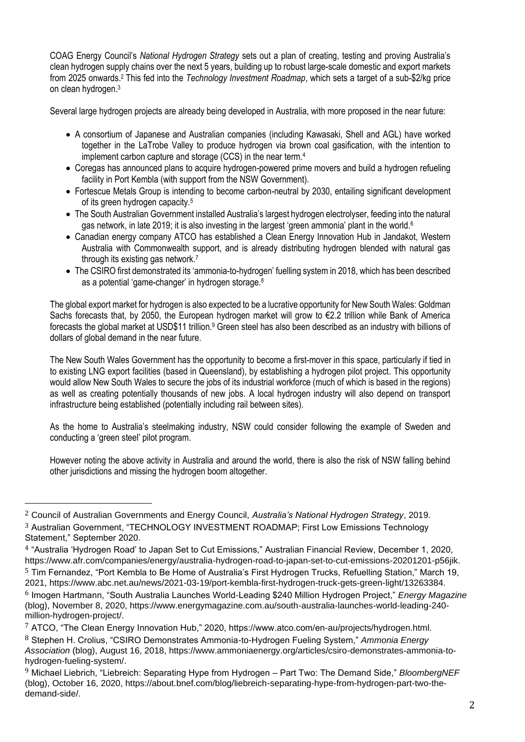COAG Energy Council's *National Hydrogen Strategy* sets out a plan of creating, testing and proving Australia's clean hydrogen supply chains over the next 5 years, building up to robust large-scale domestic and export markets from 2025 onwards.[2] This fed into the *Technology Investment Roadmap*, which sets a target of a sub-$2/kg price on clean hydrogen.[3]

Several large hydrogen projects are already being developed in Australia, with more proposed in the near future:

- A consortium of Japanese and Australian companies (including Kawasaki, Shell and AGL) have worked together in the LaTrobe Valley to produce hydrogen via brown coal gasification, with the intention to implement carbon capture and storage (CCS) in the near term.[4]
- Coregas has announced plans to acquire hydrogen-powered prime movers and build a hydrogen refueling facility in Port Kembla (with support from the NSW Government).
- Fortescue Metals Group is intending to become carbon-neutral by 2030, entailing significant development of its green hydrogen capacity.[5]
- The South Australian Government installed Australia's largest hydrogen electrolyser, feeding into the natural gas network, in late 2019; it is also investing in the largest 'green ammonia' plant in the world.[6]
- Canadian energy company ATCO has established a Clean Energy Innovation Hub in Jandakot, Western Australia with Commonwealth support, and is already distributing hydrogen blended with natural gas through its existing gas network.[7]
- The CSIRO first demonstrated its 'ammonia-to-hydrogen' fuelling system in 2018, which has been described as a potential 'game-changer' in hydrogen storage.[8]

The global export market for hydrogen is also expected to be a lucrative opportunity for New South Wales: Goldman Sachs forecasts that, by 2050, the European hydrogen market will grow to €2.2 trillion while Bank of America forecasts the global market at USD$11 trillion.[9] Green steel has also been described as an industry with billions of dollars of global demand in the near future.

The New South Wales Government has the opportunity to become a first-mover in this space, particularly if tied in to existing LNG export facilities (based in Queensland), by establishing a hydrogen pilot project. This opportunity would allow New South Wales to secure the jobs of its industrial workforce (much of which is based in the regions) as well as creating potentially thousands of new jobs. A local hydrogen industry will also depend on transport infrastructure being established (potentially including rail between sites).

As the home to Australia's steelmaking industry, NSW could consider following the example of Sweden and conducting a 'green steel' pilot program.

However noting the above activity in Australia and around the world, there is also the risk of NSW falling behind other jurisdictions and missing the hydrogen boom altogether.

---

[2] Council of Australian Governments and Energy Council, *Australia's National Hydrogen Strategy*, 2019.

[3] Australian Government, "TECHNOLOGY INVESTMENT ROADMAP; First Low Emissions Technology Statement," September 2020.

[4] "Australia 'Hydrogen Road' to Japan Set to Cut Emissions," Australian Financial Review, December 1, 2020, https://www.afr.com/companies/energy/australia-hydrogen-road-to-japan-set-to-cut-emissions-20201201-p56jik.

[5] Tim Fernandez, "Port Kembla to Be Home of Australia's First Hydrogen Trucks, Refuelling Station," March 19, 2021, https://www.abc.net.au/news/2021-03-19/port-kembla-first-hydrogen-truck-gets-green-light/13263384.

[6] Imogen Hartmann, "South Australia Launches World-Leading $240 Million Hydrogen Project," *Energy Magazine* (blog), November 8, 2020, https://www.energymagazine.com.au/south-australia-launches-world-leading-240-million-hydrogen-project/.

[7] ATCO, "The Clean Energy Innovation Hub," 2020, https://www.atco.com/en-au/projects/hydrogen.html.

[8] Stephen H. Crolius, "CSIRO Demonstrates Ammonia-to-Hydrogen Fueling System," *Ammonia Energy Association* (blog), August 16, 2018, https://www.ammoniaenergy.org/articles/csiro-demonstrates-ammonia-to-hydrogen-fueling-system/.

[9] Michael Liebrich, "Liebreich: Separating Hype from Hydrogen – Part Two: The Demand Side," *BloombergNEF* (blog), October 16, 2020, https://about.bnef.com/blog/liebreich-separating-hype-from-hydrogen-part-two-the-demand-side/.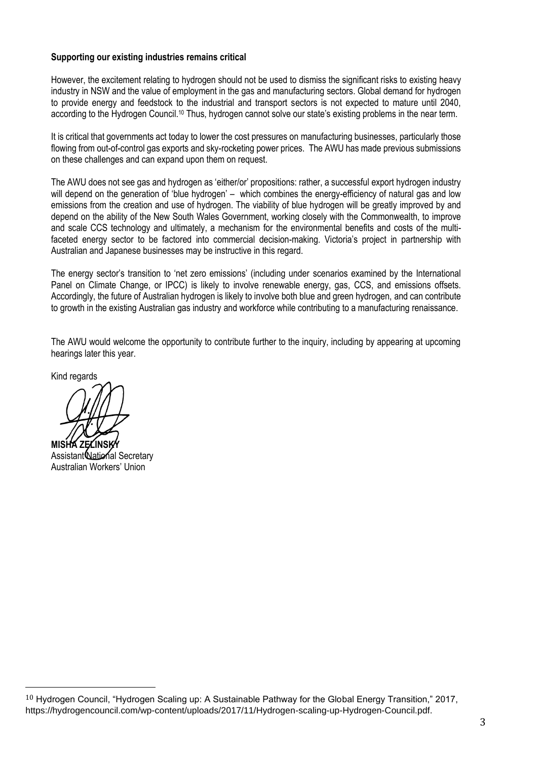**Supporting our existing industries remains critical**

However, the excitement relating to hydrogen should not be used to dismiss the significant risks to existing heavy industry in NSW and the value of employment in the gas and manufacturing sectors. Global demand for hydrogen to provide energy and feedstock to the industrial and transport sectors is not expected to mature until 2040, according to the Hydrogen Council.[10] Thus, hydrogen cannot solve our state's existing problems in the near term.

It is critical that governments act today to lower the cost pressures on manufacturing businesses, particularly those flowing from out-of-control gas exports and sky-rocketing power prices. The AWU has made previous submissions on these challenges and can expand upon them on request.

The AWU does not see gas and hydrogen as 'either/or' propositions: rather, a successful export hydrogen industry will depend on the generation of 'blue hydrogen' – which combines the energy-efficiency of natural gas and low emissions from the creation and use of hydrogen. The viability of blue hydrogen will be greatly improved by and depend on the ability of the New South Wales Government, working closely with the Commonwealth, to improve and scale CCS technology and ultimately, a mechanism for the environmental benefits and costs of the multi-faceted energy sector to be factored into commercial decision-making. Victoria's project in partnership with Australian and Japanese businesses may be instructive in this regard.

The energy sector's transition to 'net zero emissions' (including under scenarios examined by the International Panel on Climate Change, or IPCC) is likely to involve renewable energy, gas, CCS, and emissions offsets. Accordingly, the future of Australian hydrogen is likely to involve both blue and green hydrogen, and can contribute to growth in the existing Australian gas industry and workforce while contributing to a manufacturing renaissance.

The AWU would welcome the opportunity to contribute further to the inquiry, including by appearing at upcoming hearings later this year.

Kind regards

**MISHA ZELINSKY**
Assistant National Secretary
Australian Workers' Union

---

[10] Hydrogen Council, "Hydrogen Scaling up: A Sustainable Pathway for the Global Energy Transition," 2017, https://hydrogencouncil.com/wp-content/uploads/2017/11/Hydrogen-scaling-up-Hydrogen-Council.pdf.